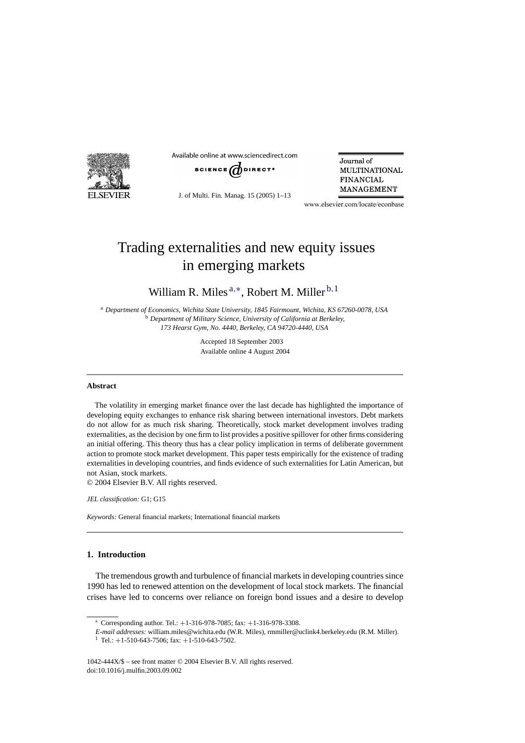# Trading externalities and new equity issues in emerging markets

William R. Miles [a,*], Robert M. Miller [b,1]

[a] *Department of Economics, Wichita State University, 1845 Fairmount, Wichita, KS 67260-0078, USA*
[b] *Department of Military Science, University of California at Berkeley, 173 Hearst Gym, No. 4440, Berkeley, CA 94720-4440, USA*

Accepted 18 September 2003
Available online 4 August 2004

---

### Abstract

The volatility in emerging market finance over the last decade has highlighted the importance of developing equity exchanges to enhance risk sharing between international investors. Debt markets do not allow for as much risk sharing. Theoretically, stock market development involves trading externalities, as the decision by one firm to list provides a positive spillover for other firms considering an initial offering. This theory thus has a clear policy implication in terms of deliberate government action to promote stock market development. This paper tests empirically for the existence of trading externalities in developing countries, and finds evidence of such externalities for Latin American, but not Asian, stock markets.
© 2004 Elsevier B.V. All rights reserved.

*JEL classification:* G1; G15

*Keywords:* General financial markets; International financial markets

---

## 1. Introduction

The tremendous growth and turbulence of financial markets in developing countries since 1990 has led to renewed attention on the development of local stock markets. The financial crises have led to concerns over reliance on foreign bond issues and a desire to develop

---

\* Corresponding author. Tel.: +1-316-978-7085; fax: +1-316-978-3308.
*E-mail addresses:* william.miles@wichita.edu (W.R. Miles), rmmiller@uclink4.berkeley.edu (R.M. Miller).
[1] Tel.: +1-510-643-7506; fax: +1-510-643-7502.

1042-444X/$ – see front matter © 2004 Elsevier B.V. All rights reserved.
doi:10.1016/j.mulfin.2003.09.002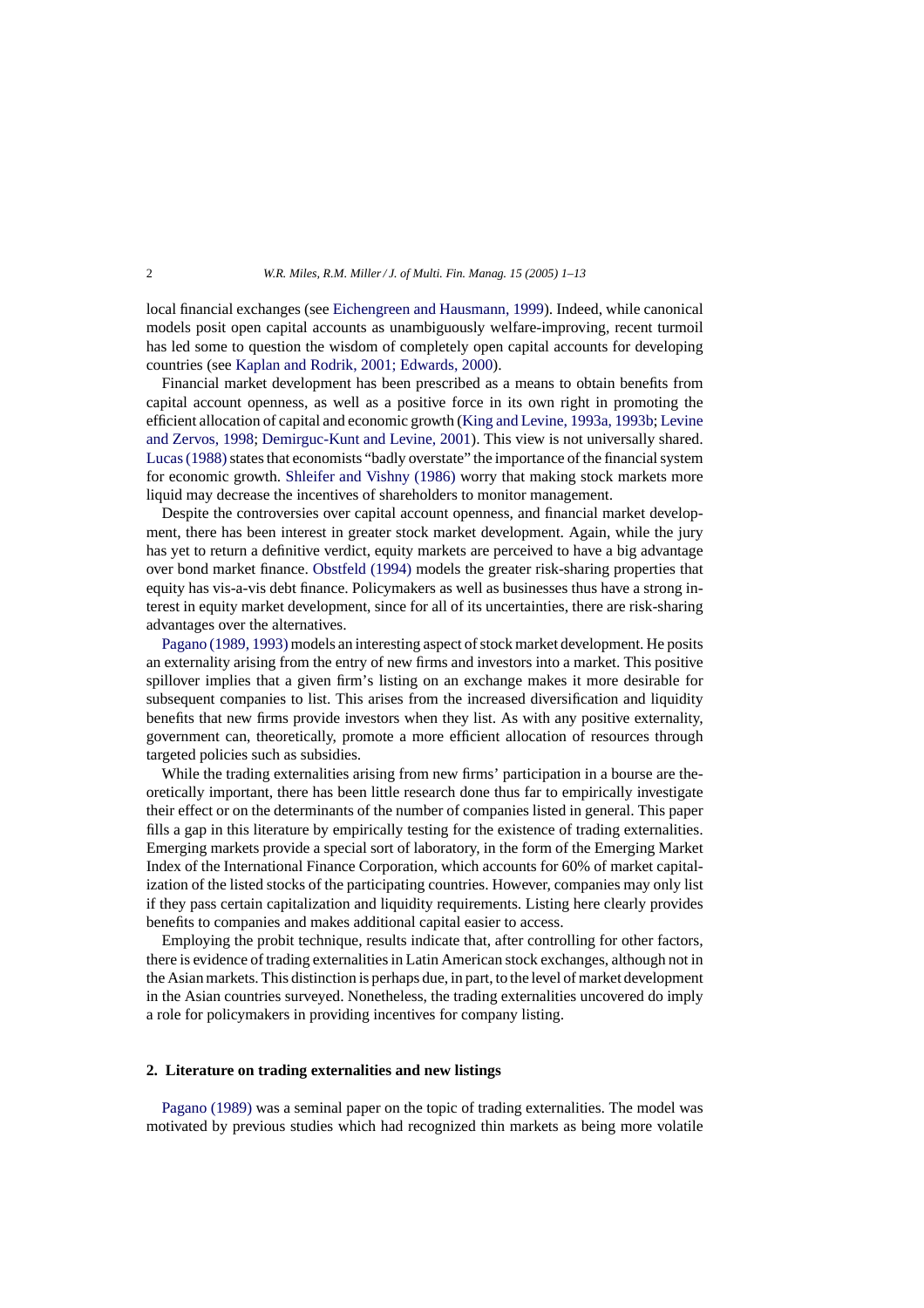local financial exchanges (see Eichengreen and Hausmann, 1999). Indeed, while canonical models posit open capital accounts as unambiguously welfare-improving, recent turmoil has led some to question the wisdom of completely open capital accounts for developing countries (see Kaplan and Rodrik, 2001; Edwards, 2000).

Financial market development has been prescribed as a means to obtain benefits from capital account openness, as well as a positive force in its own right in promoting the efficient allocation of capital and economic growth (King and Levine, 1993a, 1993b; Levine and Zervos, 1998; Demirguc-Kunt and Levine, 2001). This view is not universally shared. Lucas (1988) states that economists "badly overstate" the importance of the financial system for economic growth. Shleifer and Vishny (1986) worry that making stock markets more liquid may decrease the incentives of shareholders to monitor management.

Despite the controversies over capital account openness, and financial market development, there has been interest in greater stock market development. Again, while the jury has yet to return a definitive verdict, equity markets are perceived to have a big advantage over bond market finance. Obstfeld (1994) models the greater risk-sharing properties that equity has vis-a-vis debt finance. Policymakers as well as businesses thus have a strong interest in equity market development, since for all of its uncertainties, there are risk-sharing advantages over the alternatives.

Pagano (1989, 1993) models an interesting aspect of stock market development. He posits an externality arising from the entry of new firms and investors into a market. This positive spillover implies that a given firm's listing on an exchange makes it more desirable for subsequent companies to list. This arises from the increased diversification and liquidity benefits that new firms provide investors when they list. As with any positive externality, government can, theoretically, promote a more efficient allocation of resources through targeted policies such as subsidies.

While the trading externalities arising from new firms' participation in a bourse are theoretically important, there has been little research done thus far to empirically investigate their effect or on the determinants of the number of companies listed in general. This paper fills a gap in this literature by empirically testing for the existence of trading externalities. Emerging markets provide a special sort of laboratory, in the form of the Emerging Market Index of the International Finance Corporation, which accounts for 60% of market capitalization of the listed stocks of the participating countries. However, companies may only list if they pass certain capitalization and liquidity requirements. Listing here clearly provides benefits to companies and makes additional capital easier to access.

Employing the probit technique, results indicate that, after controlling for other factors, there is evidence of trading externalities in Latin American stock exchanges, although not in the Asian markets. This distinction is perhaps due, in part, to the level of market development in the Asian countries surveyed. Nonetheless, the trading externalities uncovered do imply a role for policymakers in providing incentives for company listing.

## 2. Literature on trading externalities and new listings

Pagano (1989) was a seminal paper on the topic of trading externalities. The model was motivated by previous studies which had recognized thin markets as being more volatile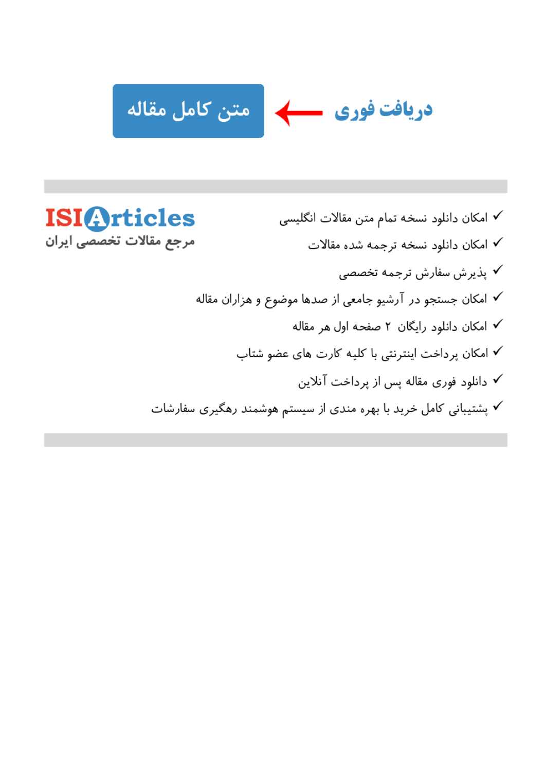دریافت فوری ← **متن کامل مقاله**

**ISIArticles**
مرجع مقالات تخصصی ایران

- ✓ امکان دانلود نسخه تمام متن مقالات انگلیسی
- ✓ امکان دانلود نسخه ترجمه شده مقالات
- ✓ پذیرش سفارش ترجمه تخصصی
- ✓ امکان جستجو در آرشیو جامعی از صدها موضوع و هزاران مقاله
- ✓ امکان دانلود رایگان ۲ صفحه اول هر مقاله
- ✓ امکان پرداخت اینترنتی با کلیه کارت های عضو شتاب
- ✓ دانلود فوری مقاله پس از پرداخت آنلاین
- ✓ پشتیبانی کامل خرید با بهره مندی از سیستم هوشمند رهگیری سفارشات